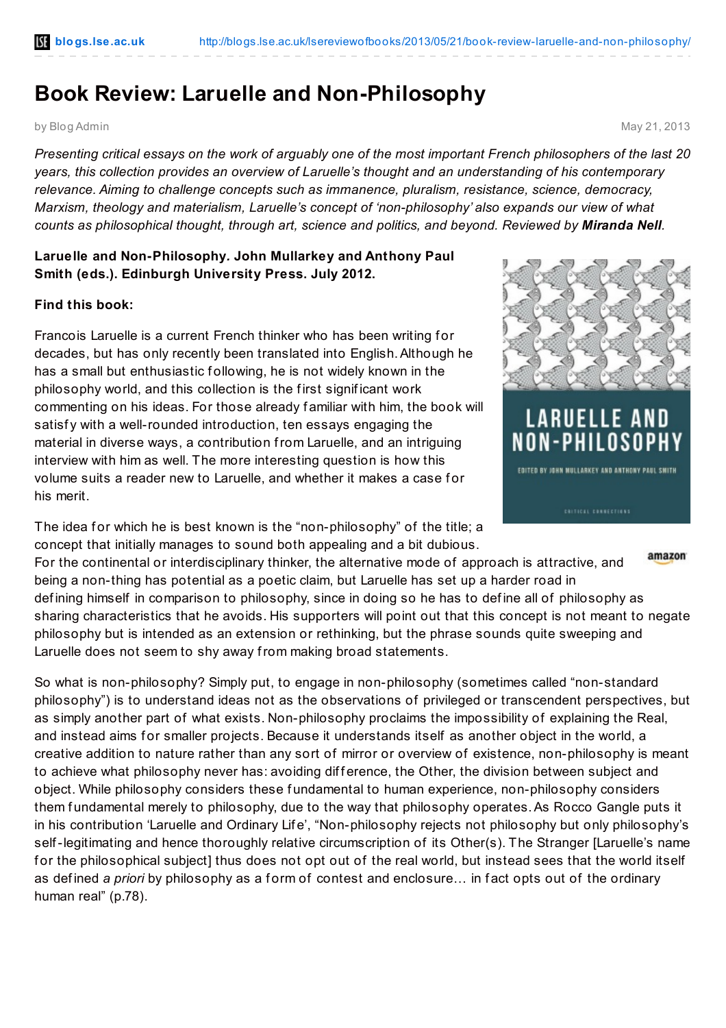# Book Review: Laruelle and Non-Philosophy

by Blog Admin

May 21, 2013

*Presenting critical essays on the work of arguably one of the most important French philosophers of the last 20 years, this collection provides an overview of Laruelle's thought and an understanding of his contemporary relevance. Aiming to challenge concepts such as immanence, pluralism, resistance, science, democracy, Marxism, theology and materialism, Laruelle's concept of 'non-philosophy' also expands our view of what counts as philosophical thought, through art, science and politics, and beyond. Reviewed by **Miranda Nell**.*

**Laruelle and Non-Philosophy. John Mullarkey and Anthony Paul Smith (eds.). Edinburgh University Press. July 2012.**

**Find this book:**

Francois Laruelle is a current French thinker who has been writing for decades, but has only recently been translated into English. Although he has a small but enthusiastic following, he is not widely known in the philosophy world, and this collection is the first significant work commenting on his ideas. For those already familiar with him, the book will satisfy with a well-rounded introduction, ten essays engaging the material in diverse ways, a contribution from Laruelle, and an intriguing interview with him as well. The more interesting question is how this volume suits a reader new to Laruelle, and whether it makes a case for his merit.

The idea for which he is best known is the "non-philosophy" of the title; a concept that initially manages to sound both appealing and a bit dubious. For the continental or interdisciplinary thinker, the alternative mode of approach is attractive, and being a non-thing has potential as a poetic claim, but Laruelle has set up a harder road in defining himself in comparison to philosophy, since in doing so he has to define all of philosophy as sharing characteristics that he avoids. His supporters will point out that this concept is not meant to negate philosophy but is intended as an extension or rethinking, but the phrase sounds quite sweeping and Laruelle does not seem to shy away from making broad statements.

So what is non-philosophy? Simply put, to engage in non-philosophy (sometimes called "non-standard philosophy") is to understand ideas not as the observations of privileged or transcendent perspectives, but as simply another part of what exists. Non-philosophy proclaims the impossibility of explaining the Real, and instead aims for smaller projects. Because it understands itself as another object in the world, a creative addition to nature rather than any sort of mirror or overview of existence, non-philosophy is meant to achieve what philosophy never has: avoiding difference, the Other, the division between subject and object. While philosophy considers these fundamental to human experience, non-philosophy considers them fundamental merely to philosophy, due to the way that philosophy operates. As Rocco Gangle puts it in his contribution 'Laruelle and Ordinary Life', "Non-philosophy rejects not philosophy but only philosophy's self-legitimating and hence thoroughly relative circumscription of its Other(s). The Stranger [Laruelle's name for the philosophical subject] thus does not opt out of the real world, but instead sees that the world itself as defined *a priori* by philosophy as a form of contest and enclosure… in fact opts out of the ordinary human real" (p.78).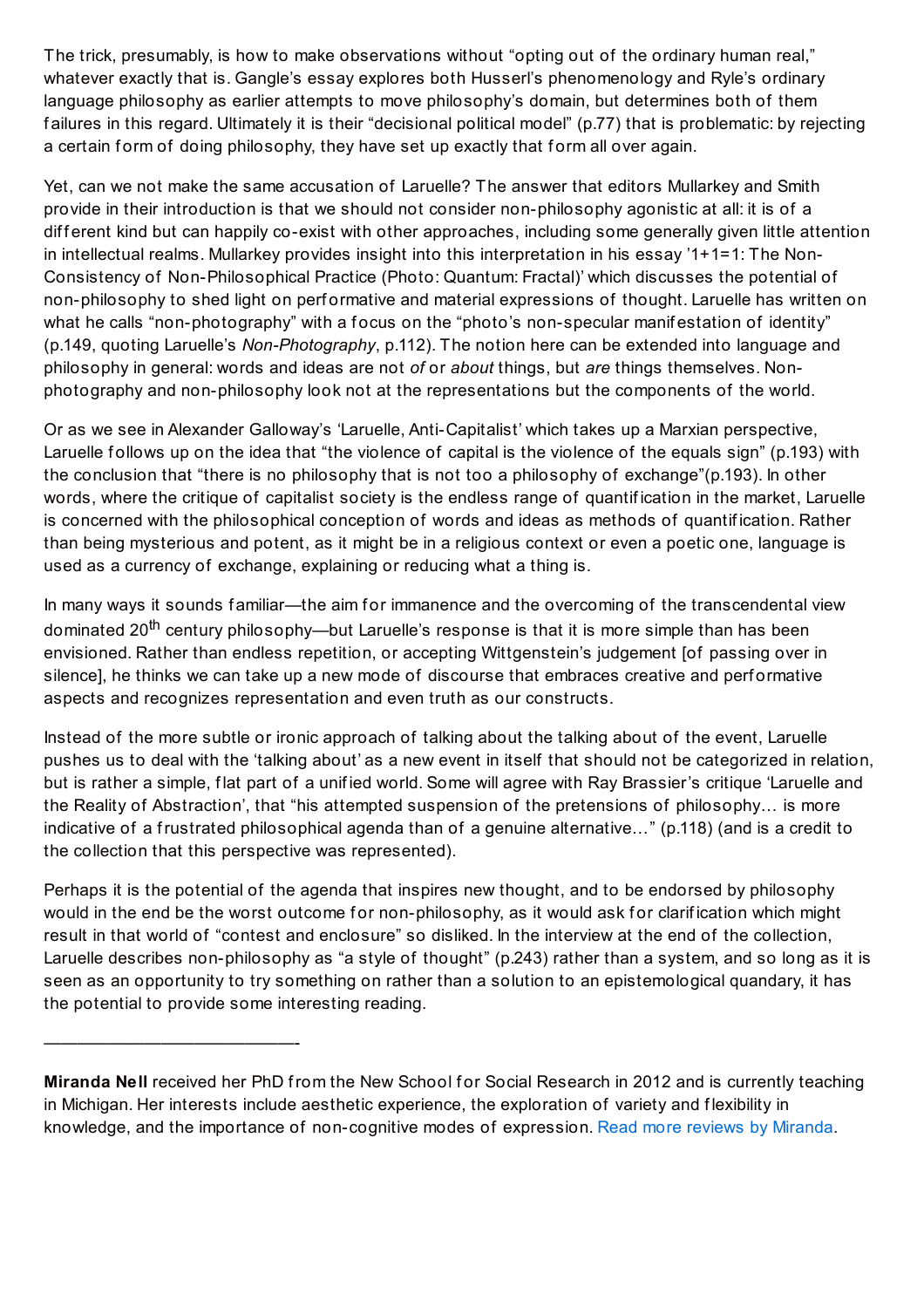The trick, presumably, is how to make observations without "opting out of the ordinary human real," whatever exactly that is. Gangle's essay explores both Husserl's phenomenology and Ryle's ordinary language philosophy as earlier attempts to move philosophy's domain, but determines both of them failures in this regard. Ultimately it is their "decisional political model" (p.77) that is problematic: by rejecting a certain form of doing philosophy, they have set up exactly that form all over again.

Yet, can we not make the same accusation of Laruelle? The answer that editors Mullarkey and Smith provide in their introduction is that we should not consider non-philosophy agonistic at all: it is of a different kind but can happily co-exist with other approaches, including some generally given little attention in intellectual realms. Mullarkey provides insight into this interpretation in his essay '1+1=1: The Non-Consistency of Non-Philosophical Practice (Photo: Quantum: Fractal)' which discusses the potential of non-philosophy to shed light on performative and material expressions of thought. Laruelle has written on what he calls "non-photography" with a focus on the "photo's non-specular manifestation of identity" (p.149, quoting Laruelle's *Non-Photography*, p.112). The notion here can be extended into language and philosophy in general: words and ideas are not *of* or *about* things, but *are* things themselves. Non-photography and non-philosophy look not at the representations but the components of the world.

Or as we see in Alexander Galloway's 'Laruelle, Anti-Capitalist' which takes up a Marxian perspective, Laruelle follows up on the idea that "the violence of capital is the violence of the equals sign" (p.193) with the conclusion that "there is no philosophy that is not too a philosophy of exchange"(p.193). In other words, where the critique of capitalist society is the endless range of quantification in the market, Laruelle is concerned with the philosophical conception of words and ideas as methods of quantification. Rather than being mysterious and potent, as it might be in a religious context or even a poetic one, language is used as a currency of exchange, explaining or reducing what a thing is.

In many ways it sounds familiar—the aim for immanence and the overcoming of the transcendental view dominated 20th century philosophy—but Laruelle's response is that it is more simple than has been envisioned. Rather than endless repetition, or accepting Wittgenstein's judgement [of passing over in silence], he thinks we can take up a new mode of discourse that embraces creative and performative aspects and recognizes representation and even truth as our constructs.

Instead of the more subtle or ironic approach of talking about the talking about of the event, Laruelle pushes us to deal with the 'talking about' as a new event in itself that should not be categorized in relation, but is rather a simple, flat part of a unified world. Some will agree with Ray Brassier's critique 'Laruelle and the Reality of Abstraction', that "his attempted suspension of the pretensions of philosophy… is more indicative of a frustrated philosophical agenda than of a genuine alternative…" (p.118) (and is a credit to the collection that this perspective was represented).

Perhaps it is the potential of the agenda that inspires new thought, and to be endorsed by philosophy would in the end be the worst outcome for non-philosophy, as it would ask for clarification which might result in that world of "contest and enclosure" so disliked. In the interview at the end of the collection, Laruelle describes non-philosophy as "a style of thought" (p.243) rather than a system, and so long as it is seen as an opportunity to try something on rather than a solution to an epistemological quandary, it has the potential to provide some interesting reading.

---

**Miranda Nell** received her PhD from the New School for Social Research in 2012 and is currently teaching in Michigan. Her interests include aesthetic experience, the exploration of variety and flexibility in knowledge, and the importance of non-cognitive modes of expression. Read more reviews by Miranda.